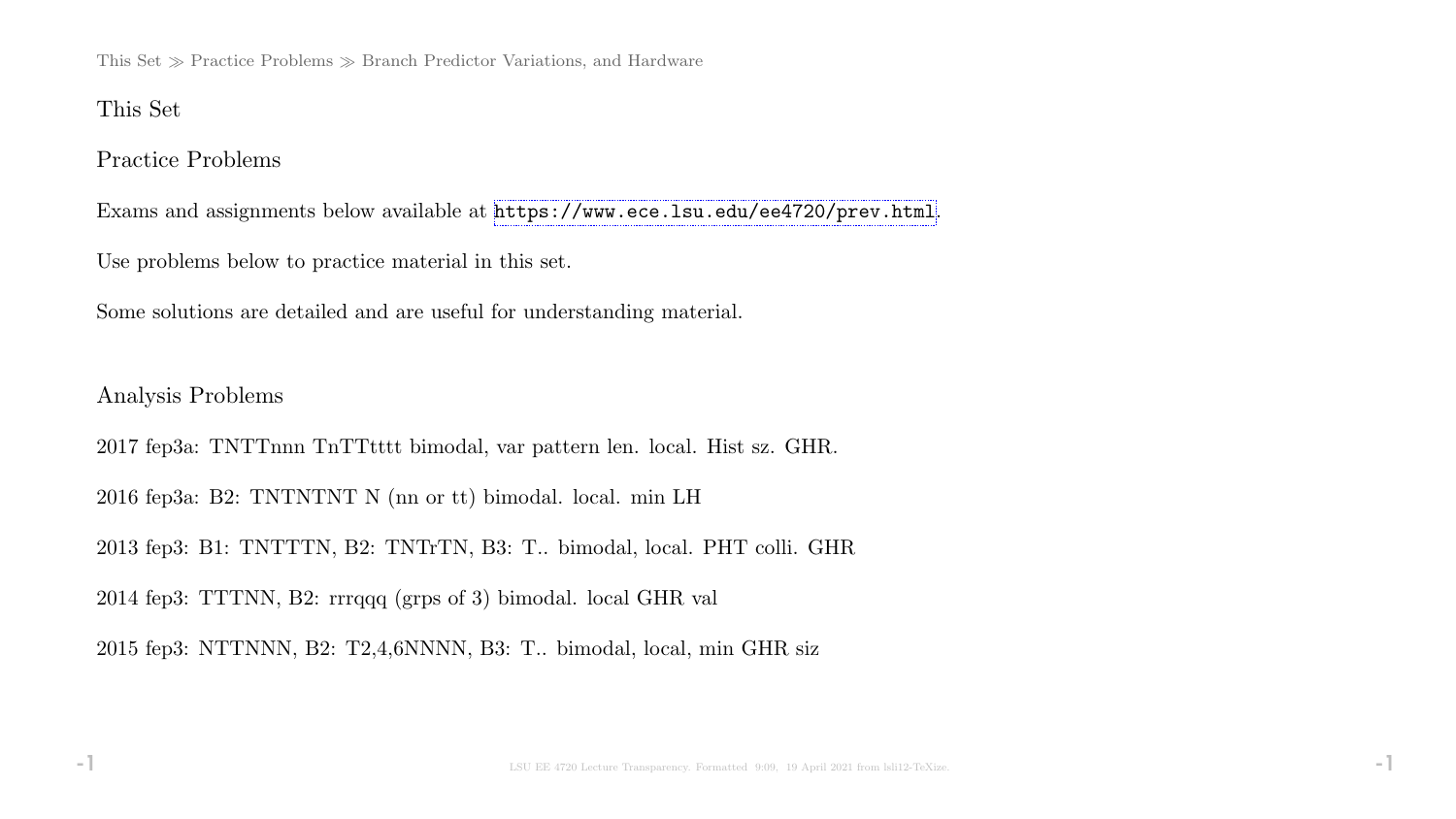## This Set

## Practice Problems

Exams and assignments below available at https://www.ece.lsu.edu/ee4720/prev.html.

Use problems below to practice material in this set.

Some solutions are detailed and are useful for understanding material.

### Analysis Problems

2017 fep3a: TNTTnnn TnTTtttt bimodal, var pattern len. local. Hist sz. GHR.

2016 fep3a: B2: TNTNTNT N (nn or tt) bimodal. local. min LH

2013 fep3: B1: TNTTTN, B2: TNTrTN, B3: T.. bimodal, local. PHT colli. GHR

2014 fep3: TTTNN, B2: rrrqqq (grps of 3) bimodal. local GHR val

2015 fep3: NTTNNN, B2: T2,4,6NNNN, B3: T.. bimodal, local, min GHR siz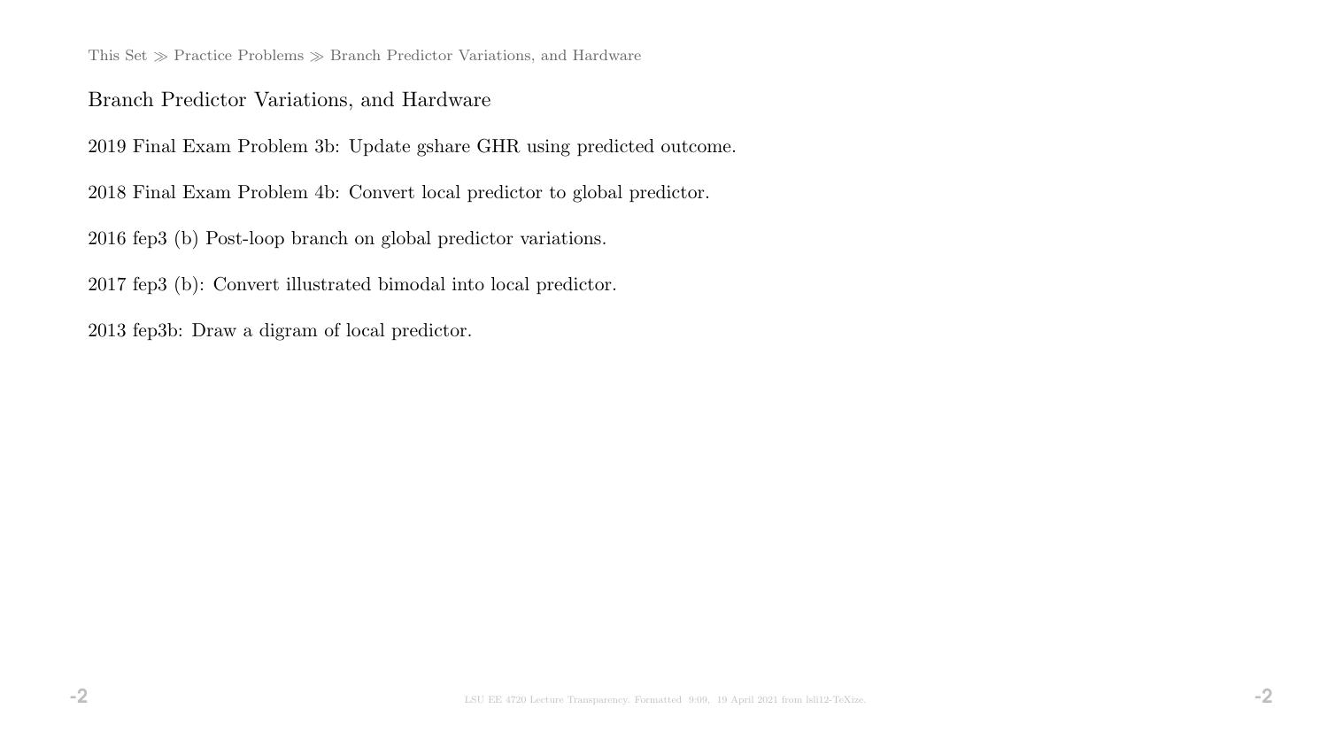## Branch Predictor Variations, and Hardware

2019 Final Exam Problem 3b: Update gshare GHR using predicted outcome.

2018 Final Exam Problem 4b: Convert local predictor to global predictor.

2016 fep3 (b) Post-loop branch on global predictor variations.

2017 fep3 (b): Convert illustrated bimodal into local predictor.

2013 fep3b: Draw a digram of local predictor.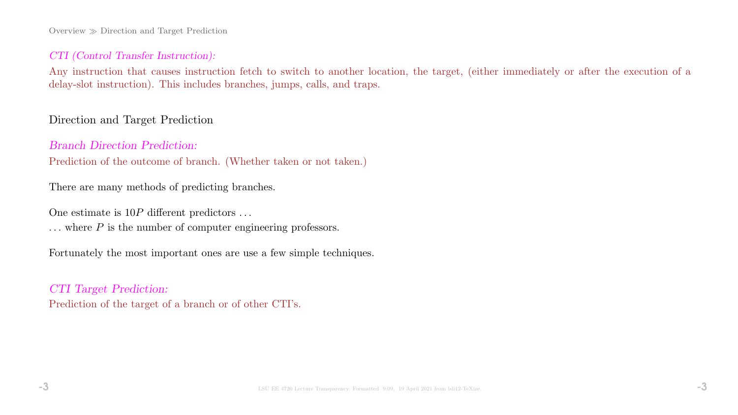*CTI (Control Transfer Instruction):*

Any instruction that causes instruction fetch to switch to another location, the target, (either immediately or after the execution of a delay-slot instruction). This includes branches, jumps, calls, and traps.

## Direction and Target Prediction

*Branch Direction Prediction:*

Prediction of the outcome of branch. (Whether taken or not taken.)

There are many methods of predicting branches.

One estimate is $10P$ different predictors ...

... where $P$ is the number of computer engineering professors.

Fortunately the most important ones are use a few simple techniques.

*CTI Target Prediction:*

Prediction of the target of a branch or of other CTI's.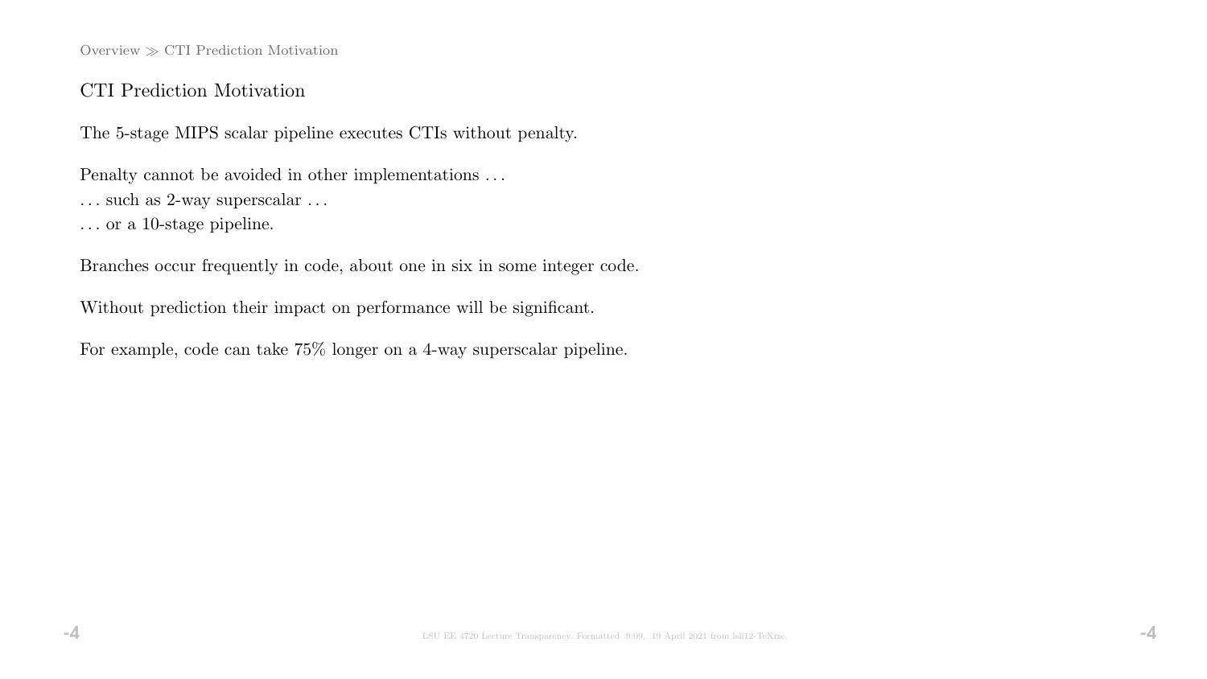## CTI Prediction Motivation

The 5-stage MIPS scalar pipeline executes CTIs without penalty.

Penalty cannot be avoided in other implementations . . .
. . . such as 2-way superscalar . . .
. . . or a 10-stage pipeline.

Branches occur frequently in code, about one in six in some integer code.

Without prediction their impact on performance will be significant.

For example, code can take 75% longer on a 4-way superscalar pipeline.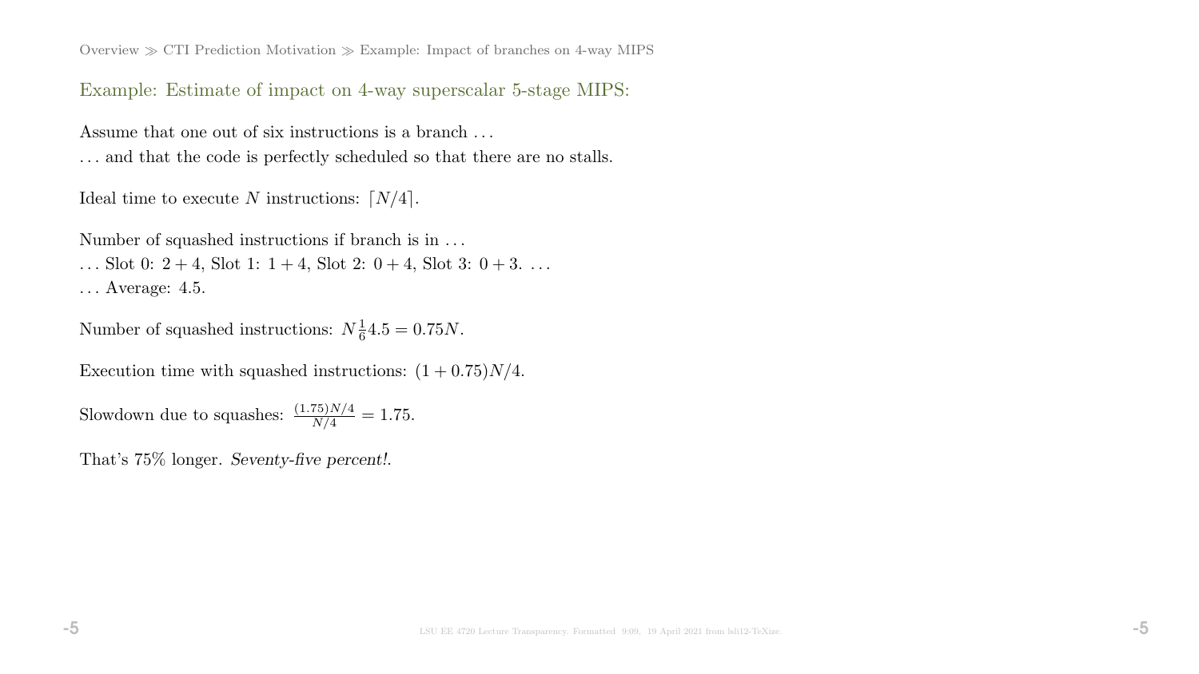## Example: Estimate of impact on 4-way superscalar 5-stage MIPS:

Assume that one out of six instructions is a branch …
… and that the code is perfectly scheduled so that there are no stalls.

Ideal time to execute $N$ instructions: $\lceil N/4 \rceil$.

Number of squashed instructions if branch is in …
… Slot 0: $2+4$, Slot 1: $1+4$, Slot 2: $0+4$, Slot 3: $0+3$. …
… Average: 4.5.

Number of squashed instructions: $N\frac{1}{6}4.5 = 0.75N$.

Execution time with squashed instructions: $(1+0.75)N/4$.

Slowdown due to squashes: $\frac{(1.75)N/4}{N/4} = 1.75$.

That's 75% longer. *Seventy-five percent!*.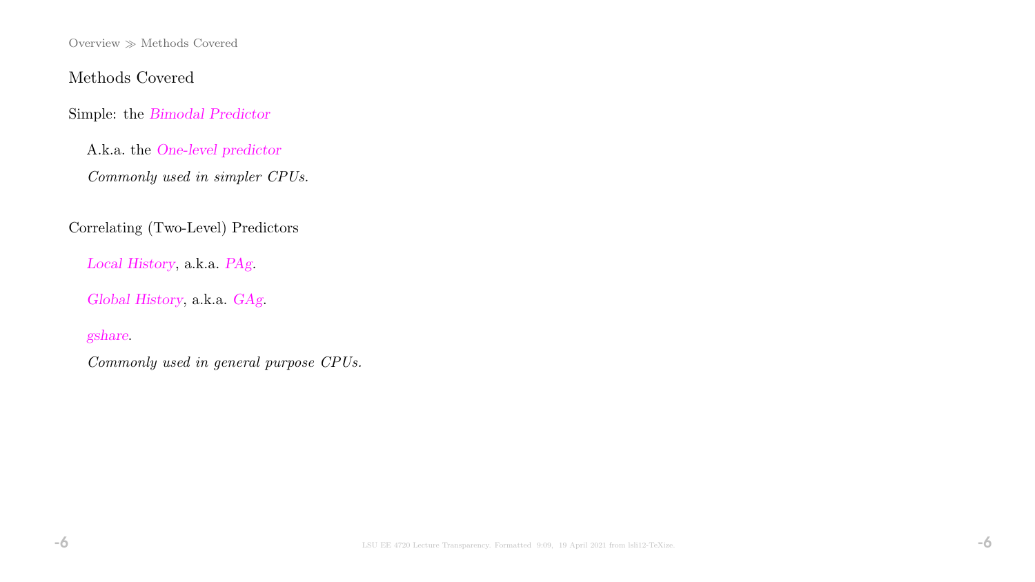## Methods Covered

Simple: the *Bimodal Predictor*

A.k.a. the *One-level predictor*

*Commonly used in simpler CPUs.*

Correlating (Two-Level) Predictors

*Local History*, a.k.a. *PAg*.

*Global History*, a.k.a. *GAg*.

*gshare*.

*Commonly used in general purpose CPUs.*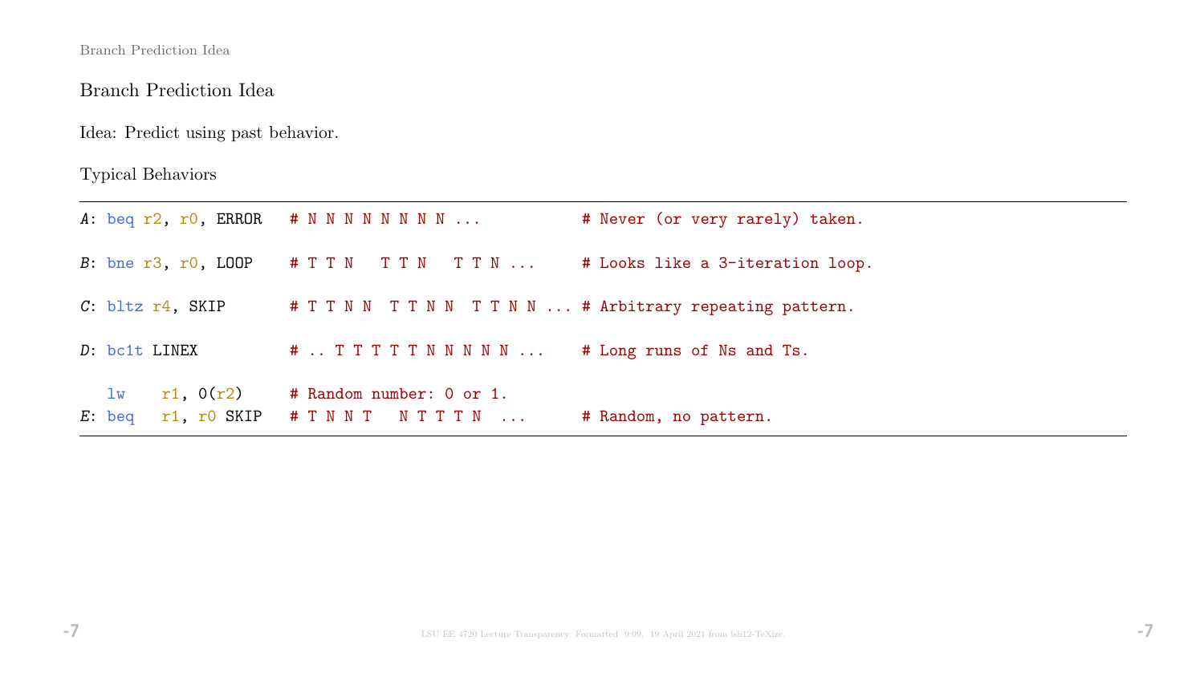## Branch Prediction Idea

Idea: Predict using past behavior.

Typical Behaviors

```
A: beq r2, r0, ERROR   # N N N N N N N N ...          # Never (or very rarely) taken.

B: bne r3, r0, LOOP    # T T N   T T N   T T N ...     # Looks like a 3-iteration loop.

C: bltz r4, SKIP       # T T N N  T T N N  T T N N ... # Arbitrary repeating pattern.

D: bc1t LINEX          # .. T T T T T N N N N N ...    # Long runs of Ns and Ts.

   lw    r1, 0(r2)     # Random number: 0 or 1.
E: beq   r1, r0 SKIP   # T N N T   N T T T N  ...      # Random, no pattern.
```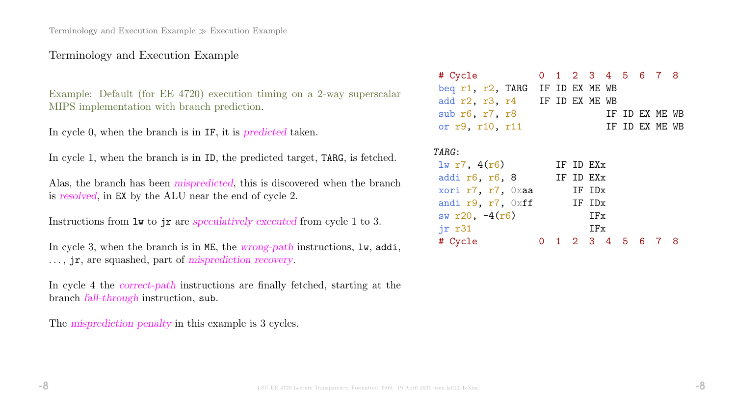## Terminology and Execution Example

Example: Default (for EE 4720) execution timing on a 2-way superscalar MIPS implementation with branch prediction.

In cycle 0, when the branch is in `IF`, it is *predicted* taken.

In cycle 1, when the branch is in `ID`, the predicted target, `TARG`, is fetched.

Alas, the branch has been *mispredicted*, this is discovered when the branch is *resolved*, in `EX` by the ALU near the end of cycle 2.

Instructions from `lw` to `jr` are *speculatively executed* from cycle 1 to 3.

In cycle 3, when the branch is in `ME`, the *wrong-path* instructions, `lw`, `addi`, ..., `jr`, are squashed, part of *misprediction recovery*.

In cycle 4 the *correct-path* instructions are finally fetched, starting at the branch *fall-through* instruction, `sub`.

The *misprediction penalty* in this example is 3 cycles.

```
# Cycle           0  1  2  3  4  5  6  7  8
beq r1, r2, TARG  IF ID EX ME WB
add r2, r3, r4    IF ID EX ME WB
sub r6, r7, r8                IF ID EX ME WB
or r9, r10, r11               IF ID EX ME WB

TARG:
 lw r7, 4(r6)        IF ID EXx
 addi r6, r6, 8      IF ID EXx
 xori r7, r7, 0xaa      IF IDx
 andi r9, r7, 0xff      IF IDx
 sw r20, -4(r6)            IFx
 jr r31                    IFx
# Cycle           0  1  2  3  4  5  6  7  8
```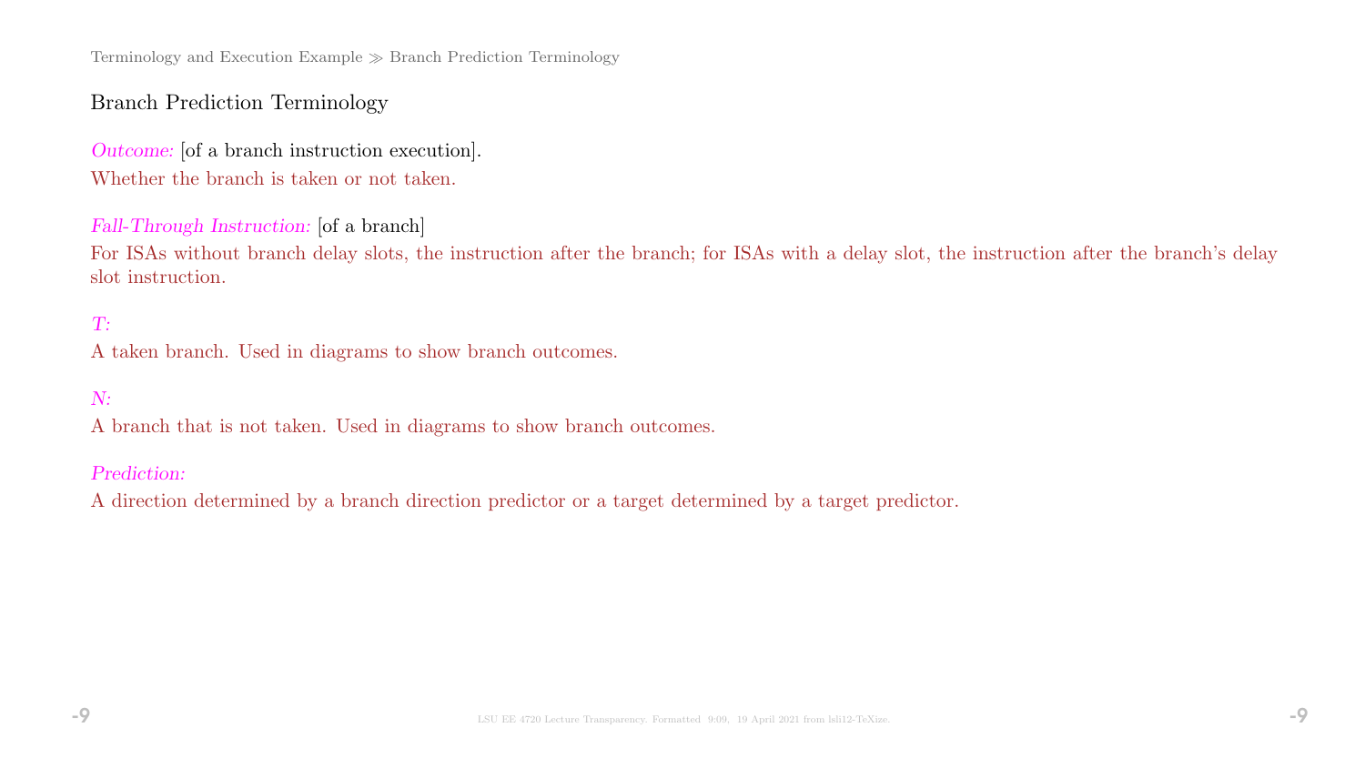## Branch Prediction Terminology

*Outcome:* [of a branch instruction execution].
Whether the branch is taken or not taken.

*Fall-Through Instruction:* [of a branch]
For ISAs without branch delay slots, the instruction after the branch; for ISAs with a delay slot, the instruction after the branch's delay slot instruction.

*T:*
A taken branch. Used in diagrams to show branch outcomes.

*N:*
A branch that is not taken. Used in diagrams to show branch outcomes.

*Prediction:*
A direction determined by a branch direction predictor or a target determined by a target predictor.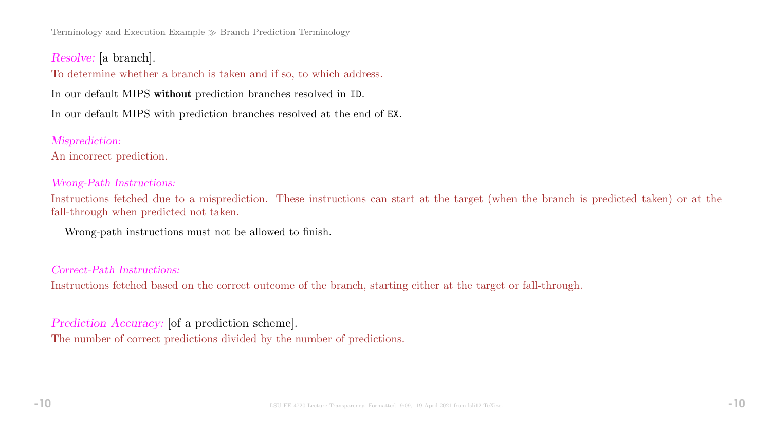*Resolve:* [a branch].

To determine whether a branch is taken and if so, to which address.

In our default MIPS **without** prediction branches resolved in `ID`.

In our default MIPS with prediction branches resolved at the end of `EX`.

*Misprediction:*

An incorrect prediction.

*Wrong-Path Instructions:*

Instructions fetched due to a misprediction. These instructions can start at the target (when the branch is predicted taken) or at the fall-through when predicted not taken.

Wrong-path instructions must not be allowed to finish.

*Correct-Path Instructions:*

Instructions fetched based on the correct outcome of the branch, starting either at the target or fall-through.

*Prediction Accuracy:* [of a prediction scheme].

The number of correct predictions divided by the number of predictions.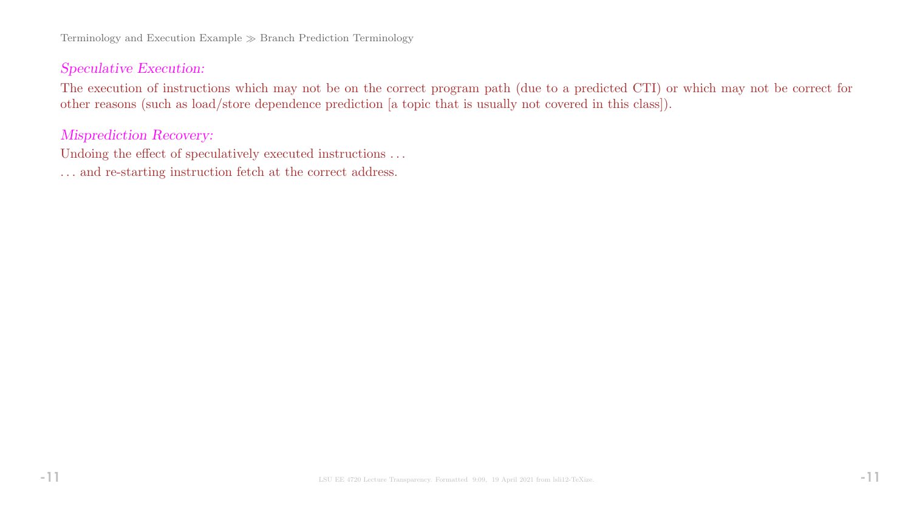*Speculative Execution:*

The execution of instructions which may not be on the correct program path (due to a predicted CTI) or which may not be correct for other reasons (such as load/store dependence prediction [a topic that is usually not covered in this class]).

*Misprediction Recovery:*

Undoing the effect of speculatively executed instructions . . .

. . . and re-starting instruction fetch at the correct address.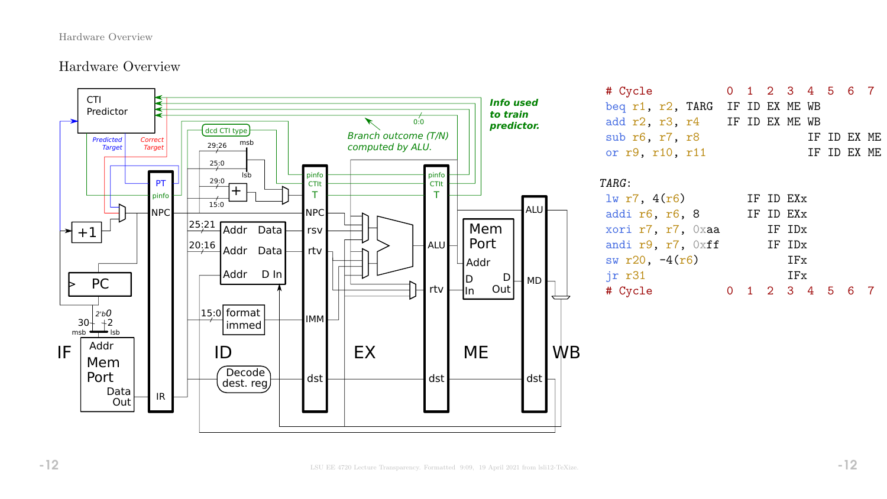## Hardware Overview

```
# Cycle            0  1  2  3  4  5  6  7
beq r1, r2, TARG   IF ID EX ME WB
add r2, r3, r4     IF ID EX ME WB
sub r6, r7, r8                 IF ID EX ME
or r9, r10, r11                IF ID EX ME

TARG:
lw r7, 4(r6)          IF ID EXx
addi r6, r6, 8        IF ID EXx
xori r7, r7, 0xaa        IF IDx
andi r9, r7, 0xff        IF IDx
sw r20, -4(r6)              IFx
jr r31                      IFx
# Cycle            0  1  2  3  4  5  6  7
```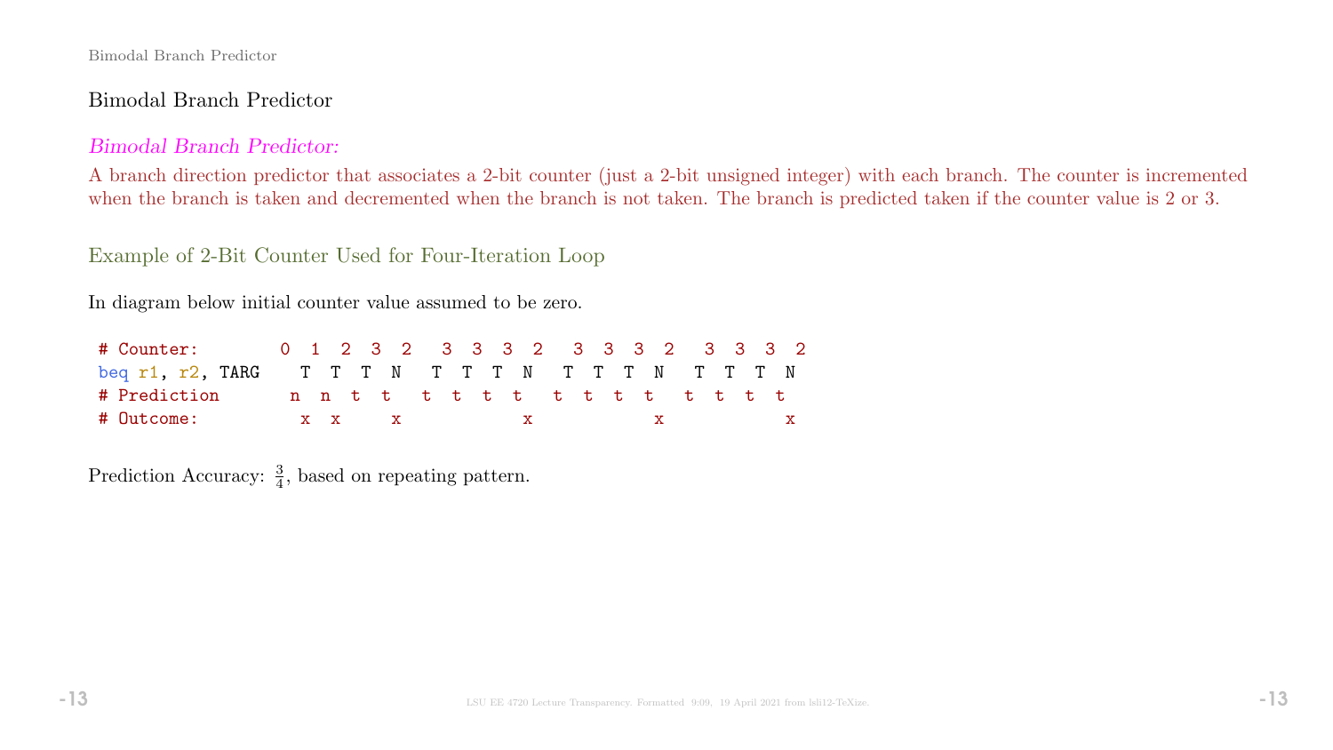## Bimodal Branch Predictor

*Bimodal Branch Predictor:*

A branch direction predictor that associates a 2-bit counter (just a 2-bit unsigned integer) with each branch. The counter is incremented when the branch is taken and decremented when the branch is not taken. The branch is predicted taken if the counter value is 2 or 3.

### Example of 2-Bit Counter Used for Four-Iteration Loop

In diagram below initial counter value assumed to be zero.

```
# Counter:        0  1  2  3  2   3  3  3  2   3  3  3  2   3  3  3  2
beq r1, r2, TARG    T  T  T  N   T  T  T  N   T  T  T  N   T  T  T  N
# Prediction       n  n  t  t   t  t  t  t   t  t  t  t   t  t  t  t
# Outcome:          x  x     x            x            x            x
```

Prediction Accuracy: $\frac{3}{4}$, based on repeating pattern.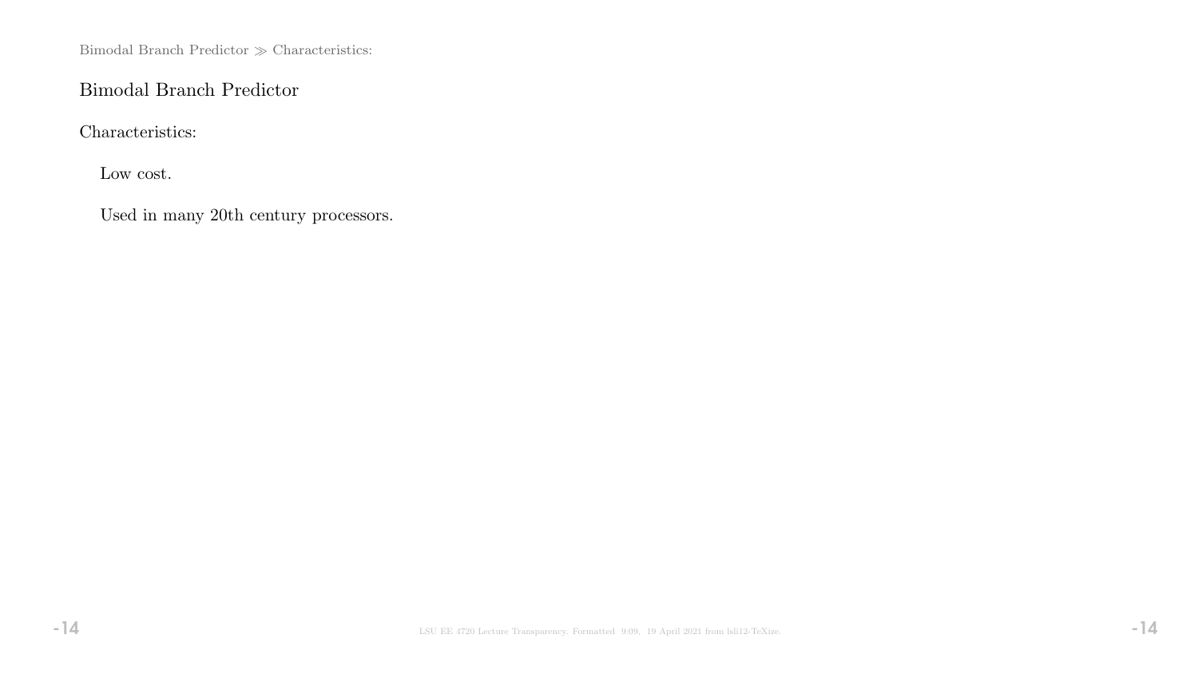## Bimodal Branch Predictor

Characteristics:

Low cost.

Used in many 20th century processors.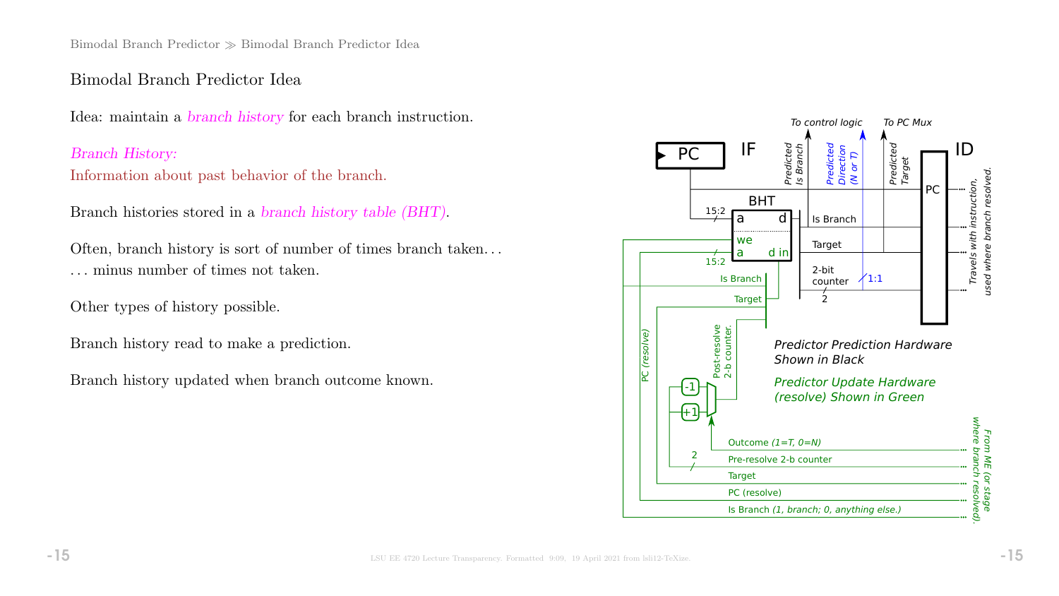# Bimodal Branch Predictor Idea

Idea: maintain a *branch history* for each branch instruction.

*Branch History:*
Information about past behavior of the branch.

Branch histories stored in a *branch history table (BHT)*.

Often, branch history is sort of number of times branch taken. . .
. . . minus number of times not taken.

Other types of history possible.

Branch history read to make a prediction.

Branch history updated when branch outcome known.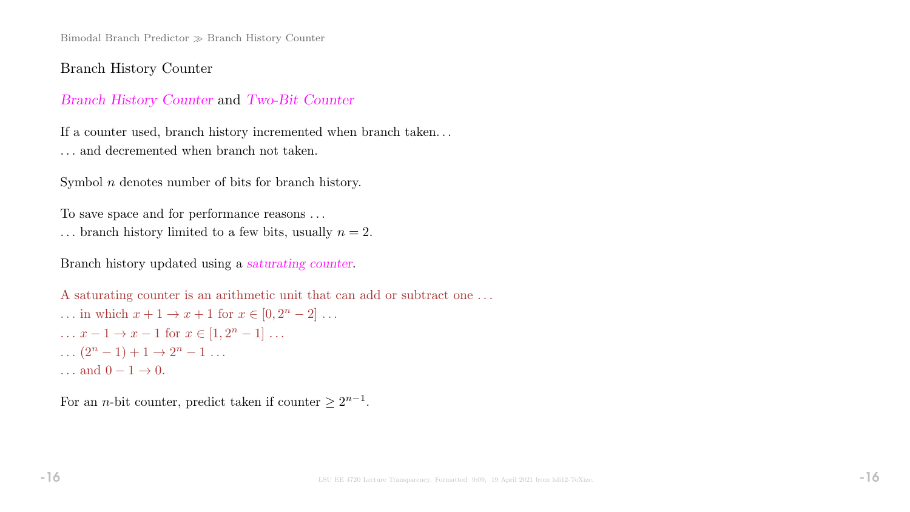## Branch History Counter

*Branch History Counter* and *Two-Bit Counter*

If a counter used, branch history incremented when branch taken. . .
. . . and decremented when branch not taken.

Symbol $n$ denotes number of bits for branch history.

To save space and for performance reasons . . .
. . . branch history limited to a few bits, usually $n = 2$.

Branch history updated using a *saturating counter*.

A saturating counter is an arithmetic unit that can add or subtract one . . .
. . . in which $x + 1 \rightarrow x + 1$ for $x \in [0, 2^n - 2]$ . . .
. . . $x - 1 \rightarrow x - 1$ for $x \in [1, 2^n - 1]$ . . .
. . . $(2^n - 1) + 1 \rightarrow 2^n - 1$ . . .
. . . and $0 - 1 \rightarrow 0$.

For an $n$-bit counter, predict taken if counter $\geq 2^{n-1}$.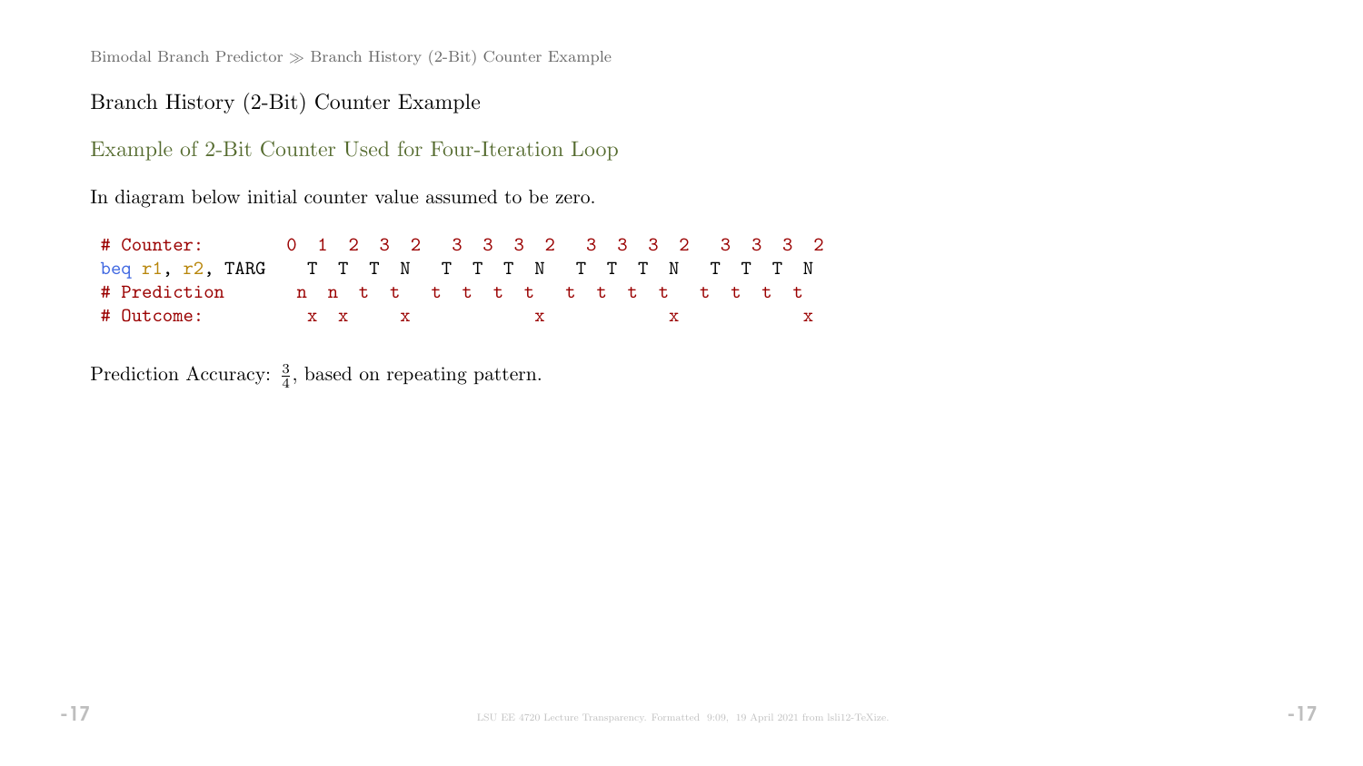## Branch History (2-Bit) Counter Example

### Example of 2-Bit Counter Used for Four-Iteration Loop

In diagram below initial counter value assumed to be zero.

```
# Counter:        0  1  2  3  2   3  3  3  2   3  3  3  2   3  3  3  2
beq r1, r2, TARG    T  T  T  N   T  T  T  N   T  T  T  N   T  T  T  N
# Prediction       n  n  t  t   t  t  t  t   t  t  t  t   t  t  t  t
# Outcome:          x  x     x            x            x            x
```

Prediction Accuracy: $\frac{3}{4}$, based on repeating pattern.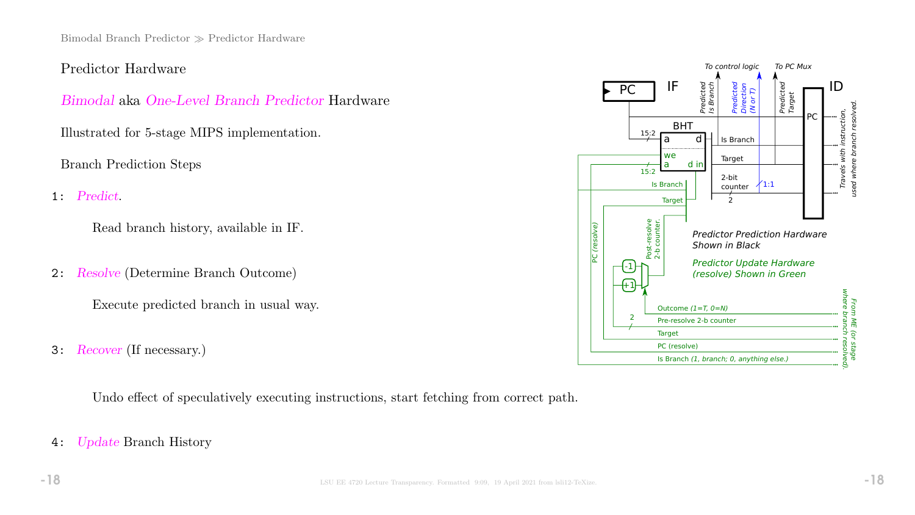Predictor Hardware

*Bimodal* aka *One-Level Branch Predictor* Hardware

Illustrated for 5-stage MIPS implementation.

Branch Prediction Steps

1: *Predict*.

Read branch history, available in IF.

2: *Resolve* (Determine Branch Outcome)

Execute predicted branch in usual way.

3: *Recover* (If necessary.)

Undo effect of speculatively executing instructions, start fetching from correct path.

4: *Update* Branch History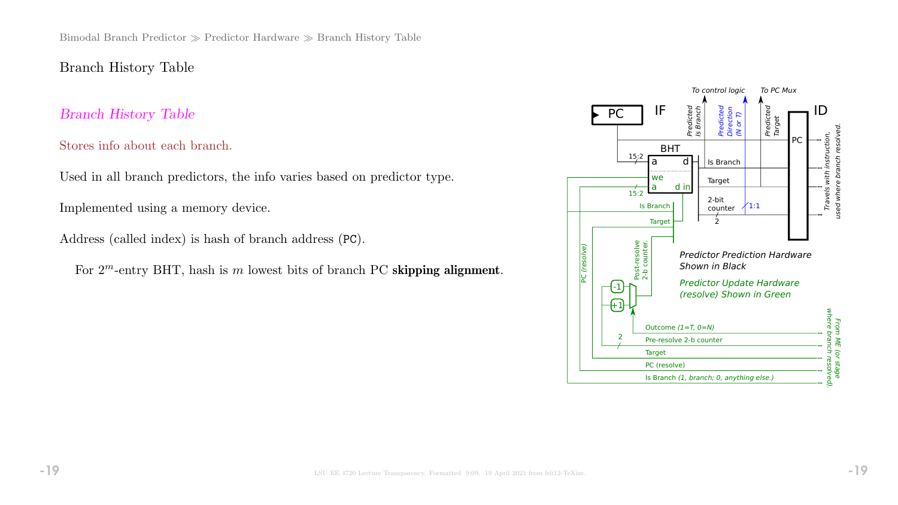## Branch History Table

*Branch History Table*

Stores info about each branch.

Used in all branch predictors, the info varies based on predictor type.

Implemented using a memory device.

Address (called index) is hash of branch address (PC).

For $2^m$-entry BHT, hash is $m$ lowest bits of branch PC **skipping alignment**.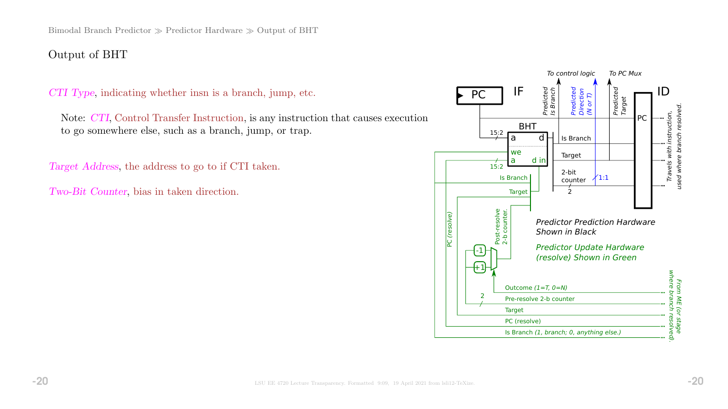# Output of BHT

*CTI Type*, indicating whether insn is a branch, jump, etc.

> Note: *CTI*, Control Transfer Instruction, is any instruction that causes execution to go somewhere else, such as a branch, jump, or trap.

*Target Address*, the address to go to if CTI taken.

*Two-Bit Counter*, bias in taken direction.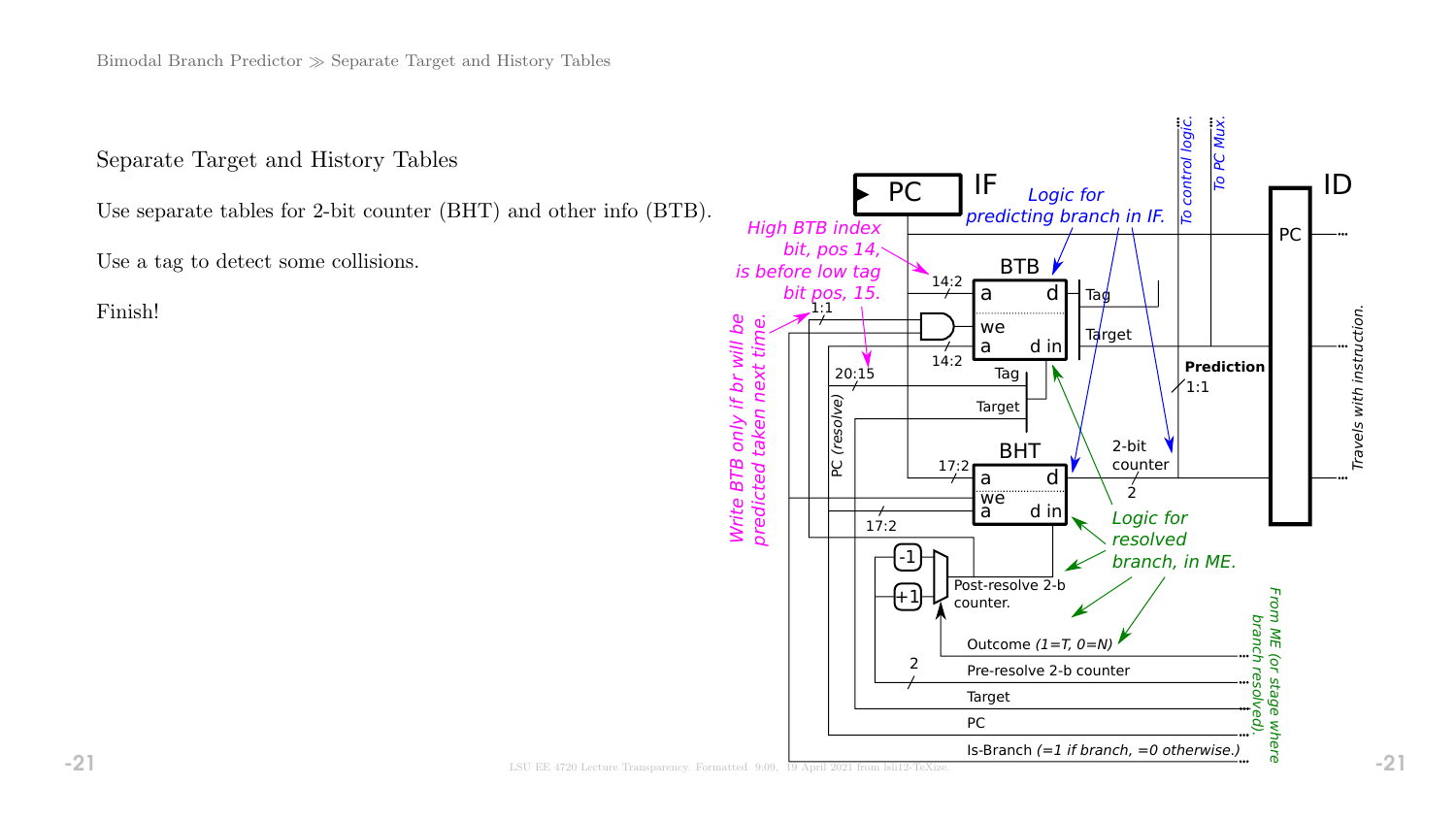Separate Target and History Tables

Use separate tables for 2-bit counter (BHT) and other info (BTB).

Use a tag to detect some collisions.

Finish!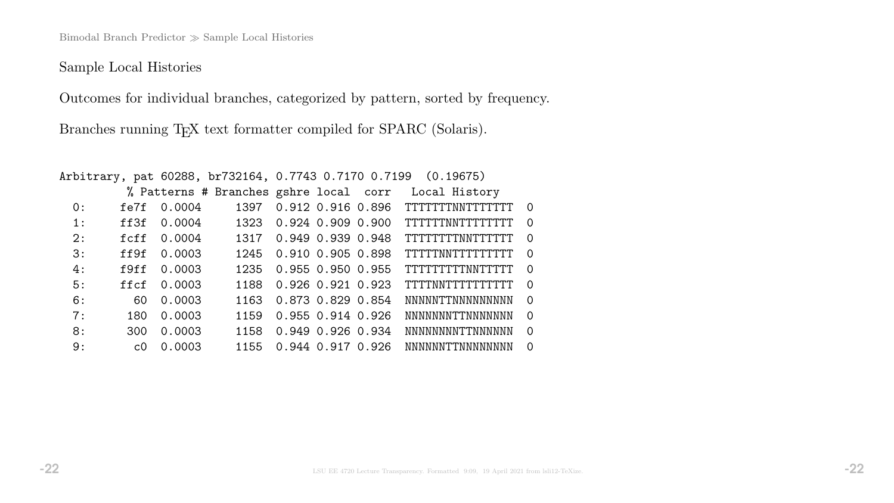## Sample Local Histories

Outcomes for individual branches, categorized by pattern, sorted by frequency.

Branches running TEX text formatter compiled for SPARC (Solaris).

```
Arbitrary, pat 60288, br732164, 0.7743 0.7170 0.7199  (0.19675)
          % Patterns # Branches gshre local  corr   Local History
  0:     fe7f  0.0004     1397  0.912 0.916 0.896  TTTTTTTNNTTTTTTT  0
  1:     ff3f  0.0004     1323  0.924 0.909 0.900  TTTTTTNNTTTTTTTT  0
  2:     fcff  0.0004     1317  0.949 0.939 0.948  TTTTTTTTNNTTTTTT  0
  3:     ff9f  0.0003     1245  0.910 0.905 0.898  TTTTTNNTTTTTTTTT  0
  4:     f9ff  0.0003     1235  0.955 0.950 0.955  TTTTTTTTTNNTTTTT  0
  5:     ffcf  0.0003     1188  0.926 0.921 0.923  TTTTNNTTTTTTTTTT  0
  6:       60  0.0003     1163  0.873 0.829 0.854  NNNNNTTNNNNNNNNN  0
  7:      180  0.0003     1159  0.955 0.914 0.926  NNNNNNNTTNNNNNNN  0
  8:      300  0.0003     1158  0.949 0.926 0.934  NNNNNNNNTTNNNNNN  0
  9:       c0  0.0003     1155  0.944 0.917 0.926  NNNNNNTTNNNNNNNN  0
```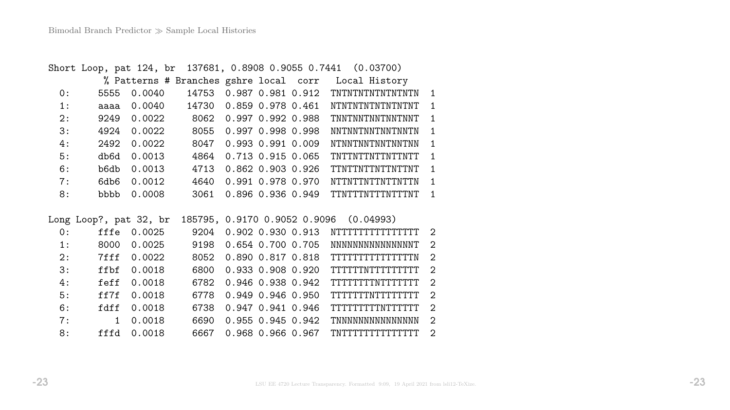## Bimodal Branch Predictor ≫ Sample Local Histories

Short Loop, pat 124, br 137681, 0.8908 0.9055 0.7441 (0.03700)

| | % | Patterns | # Branches | gshre | local | corr | Local History | |
|---|---|---|---|---|---|---|---|---|
| 0: | 5555 | 0.0040 | 14753 | 0.987 | 0.981 | 0.912 | TNTNTNTNTNTNTNTN | 1 |
| 1: | aaaa | 0.0040 | 14730 | 0.859 | 0.978 | 0.461 | NTNTNTNTNTNTNTNT | 1 |
| 2: | 9249 | 0.0022 | 8062 | 0.997 | 0.992 | 0.988 | TNNTNNTNNTNNTNNT | 1 |
| 3: | 4924 | 0.0022 | 8055 | 0.997 | 0.998 | 0.998 | NNTNNTNNTNNTNNTN | 1 |
| 4: | 2492 | 0.0022 | 8047 | 0.993 | 0.991 | 0.009 | NTNNTNNTNNTNNTNN | 1 |
| 5: | db6d | 0.0013 | 4864 | 0.713 | 0.915 | 0.065 | TNTTNTTNTTNTTNTT | 1 |
| 6: | b6db | 0.0013 | 4713 | 0.862 | 0.903 | 0.926 | TTNTTNTTNTTNTTNT | 1 |
| 7: | 6db6 | 0.0012 | 4640 | 0.991 | 0.978 | 0.970 | NTTNTTNTTNTTNTTN | 1 |
| 8: | bbbb | 0.0008 | 3061 | 0.896 | 0.936 | 0.949 | TTNTTTNTTTNTTTNT | 1 |

Long Loop?, pat 32, br 185795, 0.9170 0.9052 0.9096 (0.04993)

| | % | Patterns | # Branches | gshre | local | corr | Local History | |
|---|---|---|---|---|---|---|---|---|
| 0: | fffe | 0.0025 | 9204 | 0.902 | 0.930 | 0.913 | NTTTTTTTTTTTTTTT | 2 |
| 1: | 8000 | 0.0025 | 9198 | 0.654 | 0.700 | 0.705 | NNNNNNNNNNNNNNNT | 2 |
| 2: | 7fff | 0.0022 | 8052 | 0.890 | 0.817 | 0.818 | TTTTTTTTTTTTTTTN | 2 |
| 3: | ffbf | 0.0018 | 6800 | 0.933 | 0.908 | 0.920 | TTTTTTNTTTTTTTTT | 2 |
| 4: | feff | 0.0018 | 6782 | 0.946 | 0.938 | 0.942 | TTTTTTTTNTTTTTTT | 2 |
| 5: | ff7f | 0.0018 | 6778 | 0.949 | 0.946 | 0.950 | TTTTTTTNTTTTTTTT | 2 |
| 6: | fdff | 0.0018 | 6738 | 0.947 | 0.941 | 0.946 | TTTTTTTTTNTTTTTT | 2 |
| 7: | 1 | 0.0018 | 6690 | 0.955 | 0.945 | 0.942 | TNNNNNNNNNNNNNNN | 2 |
| 8: | fffd | 0.0018 | 6667 | 0.968 | 0.966 | 0.967 | TNTTTTTTTTTTTTTT | 2 |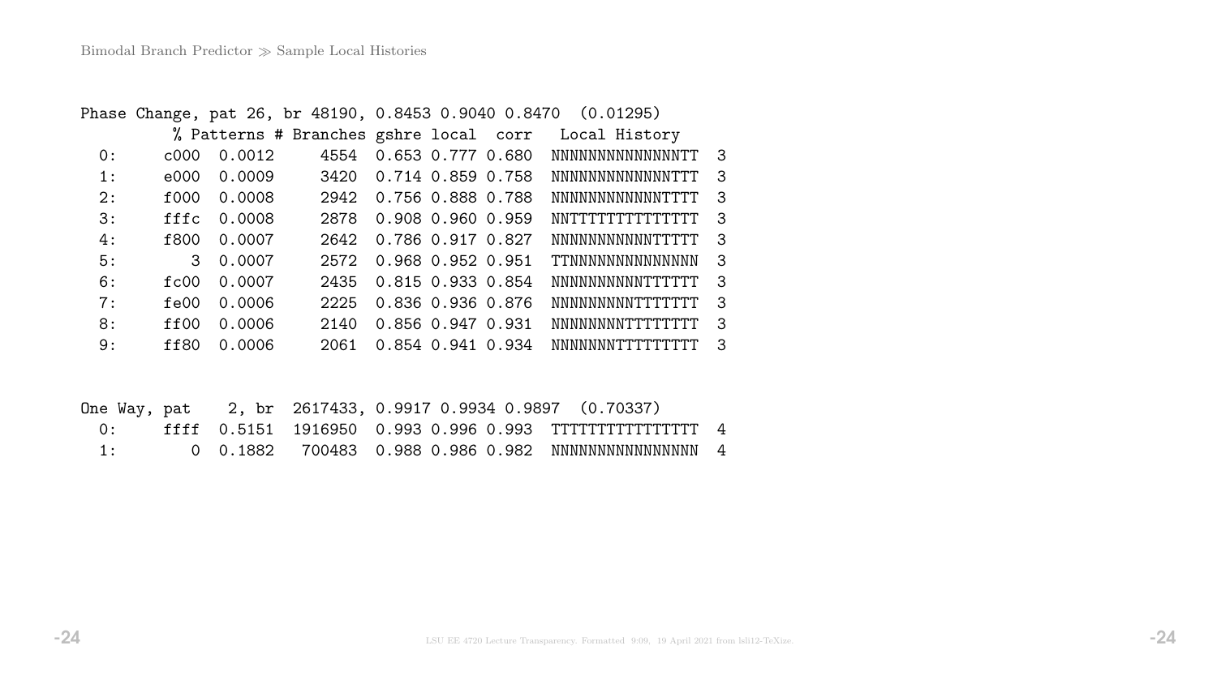Bimodal Branch Predictor ≫ Sample Local Histories

```
Phase Change, pat 26, br 48190, 0.8453 0.9040 0.8470  (0.01295)
         % Patterns # Branches gshre local  corr   Local History
  0:     c000  0.0012     4554  0.653 0.777 0.680  NNNNNNNNNNNNNNTT  3
  1:     e000  0.0009     3420  0.714 0.859 0.758  NNNNNNNNNNNNNTTT  3
  2:     f000  0.0008     2942  0.756 0.888 0.788  NNNNNNNNNNNNTTTT  3
  3:     fffc  0.0008     2878  0.908 0.960 0.959  NNTTTTTTTTTTTTTT  3
  4:     f800  0.0007     2642  0.786 0.917 0.827  NNNNNNNNNNNTTTTT  3
  5:        3  0.0007     2572  0.968 0.952 0.951  TTNNNNNNNNNNNNNN  3
  6:     fc00  0.0007     2435  0.815 0.933 0.854  NNNNNNNNNNTTTTTT  3
  7:     fe00  0.0006     2225  0.836 0.936 0.876  NNNNNNNNNTTTTTTT  3
  8:     ff00  0.0006     2140  0.856 0.947 0.931  NNNNNNNNTTTTTTTT  3
  9:     ff80  0.0006     2061  0.854 0.941 0.934  NNNNNNNTTTTTTTTT  3


One Way, pat    2, br  2617433, 0.9917 0.9934 0.9897  (0.70337)
  0:     ffff  0.5151  1916950  0.993 0.996 0.993  TTTTTTTTTTTTTTTT  4
  1:        0  0.1882   700483  0.988 0.986 0.982  NNNNNNNNNNNNNNNN  4
```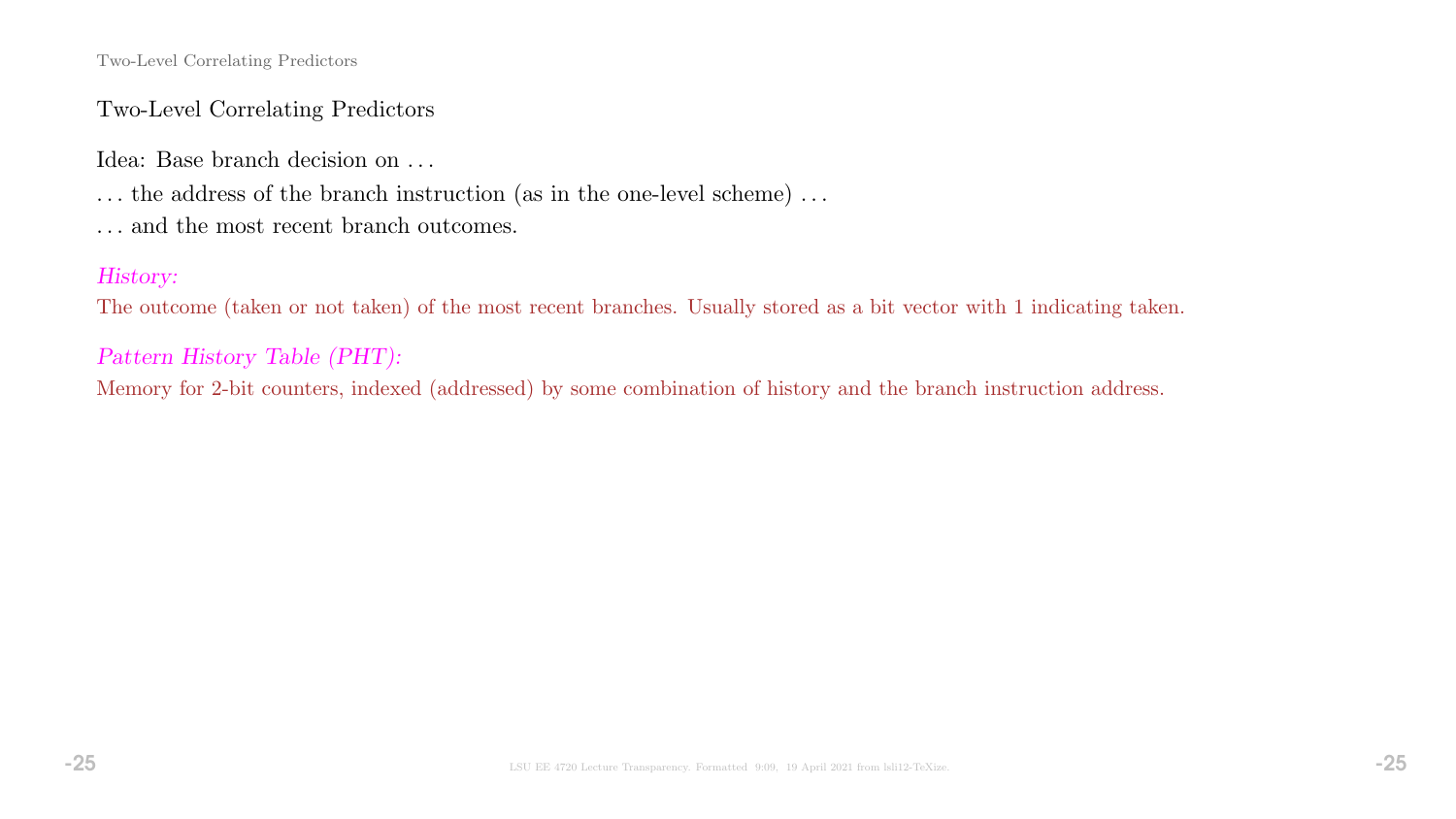## Two-Level Correlating Predictors

Idea: Base branch decision on . . .

. . . the address of the branch instruction (as in the one-level scheme) . . .

. . . and the most recent branch outcomes.

*History:*
The outcome (taken or not taken) of the most recent branches. Usually stored as a bit vector with 1 indicating taken.

*Pattern History Table (PHT):*
Memory for 2-bit counters, indexed (addressed) by some combination of history and the branch instruction address.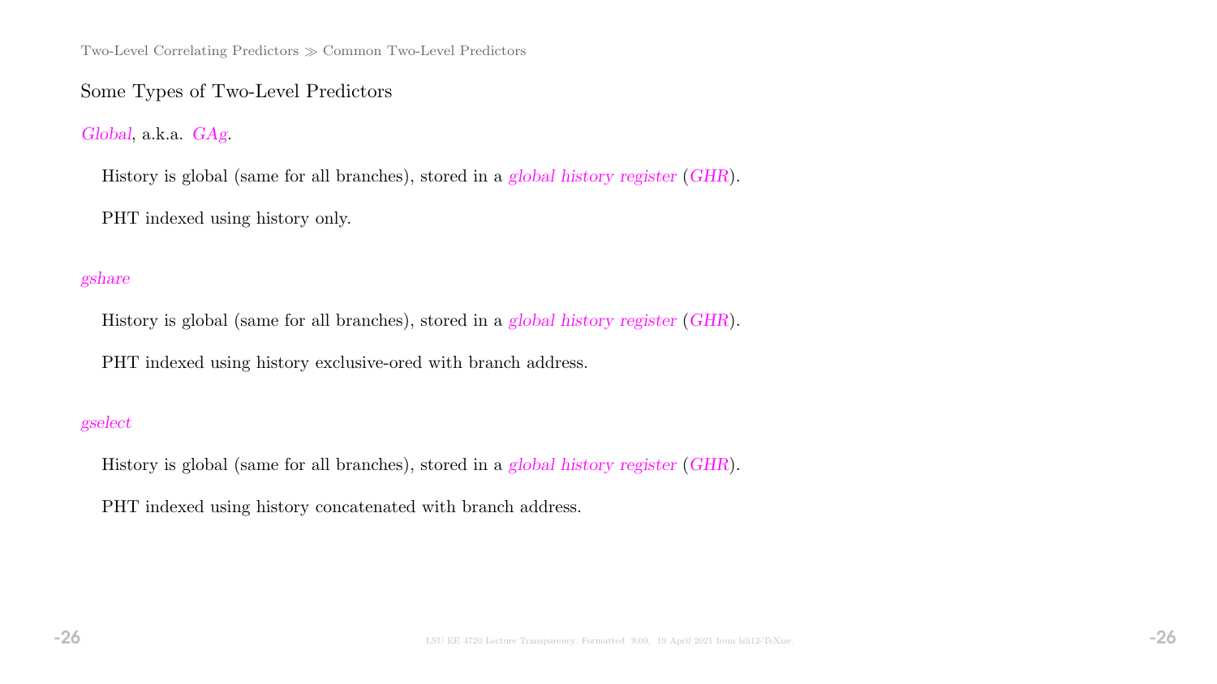## Some Types of Two-Level Predictors

*Global*, a.k.a. *GAg*.

History is global (same for all branches), stored in a *global history register* (*GHR*).

PHT indexed using history only.

*gshare*

History is global (same for all branches), stored in a *global history register* (*GHR*).

PHT indexed using history exclusive-ored with branch address.

*gselect*

History is global (same for all branches), stored in a *global history register* (*GHR*).

PHT indexed using history concatenated with branch address.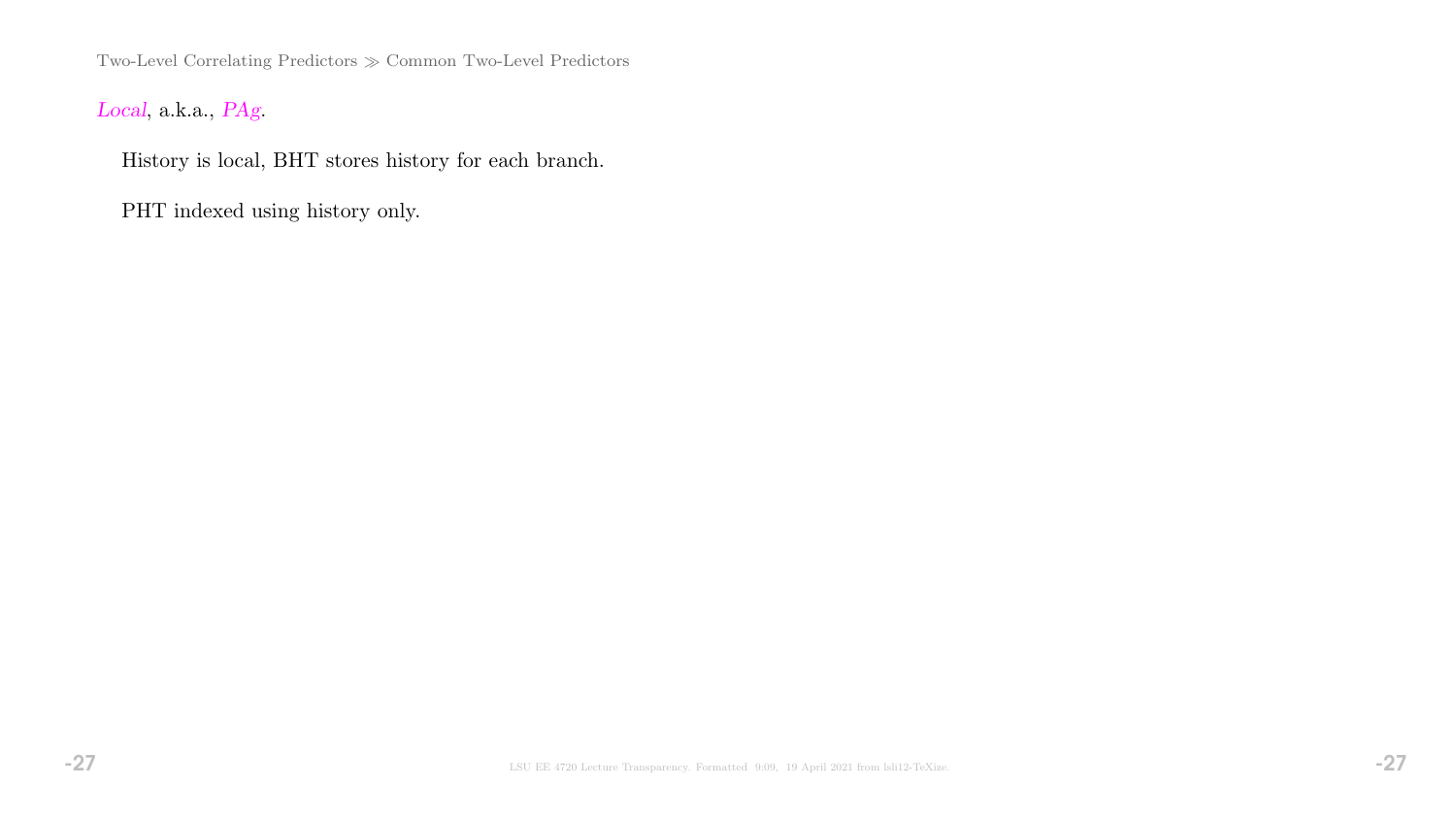*Local*, a.k.a., *PAg*.

History is local, BHT stores history for each branch.

PHT indexed using history only.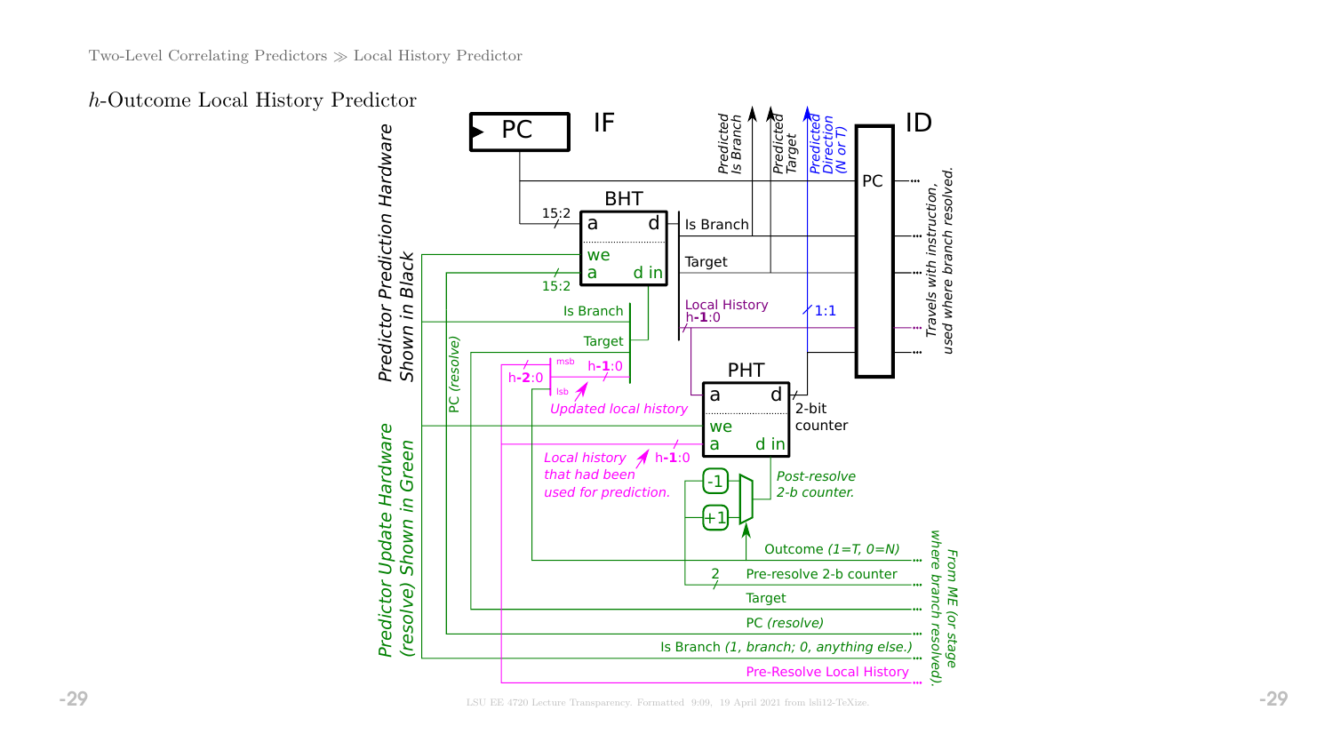## $h$-Outcome Local History Predictor

Predictor Prediction Hardware Shown in Black

Predictor Update Hardware (resolve) Shown in Green

PC

IF

ID

BHT

a d

we

a d in

15:2

15:2

Is Branch

Target

Local History h-**1**:0

Predicted Is Branch

Predicted Target

Predicted Direction (N or T)

1:1

PC

Travels with instruction, used where branch resolved.

PHT

a d

we

a d in

2-bit counter

Is Branch

Target

PC (resolve)

msb

lsb

h-**2**:0

h-**1**:0

*Updated local history*

*Local history that had been used for prediction.*

h-**1**:0

-1

+1

*Post-resolve 2-b counter.*

Outcome *(1=T, 0=N)*

2

Pre-resolve 2-b counter

Target

PC *(resolve)*

Is Branch *(1, branch; 0, anything else.)*

Pre-Resolve Local History

*From ME (or stage where branch resolved).*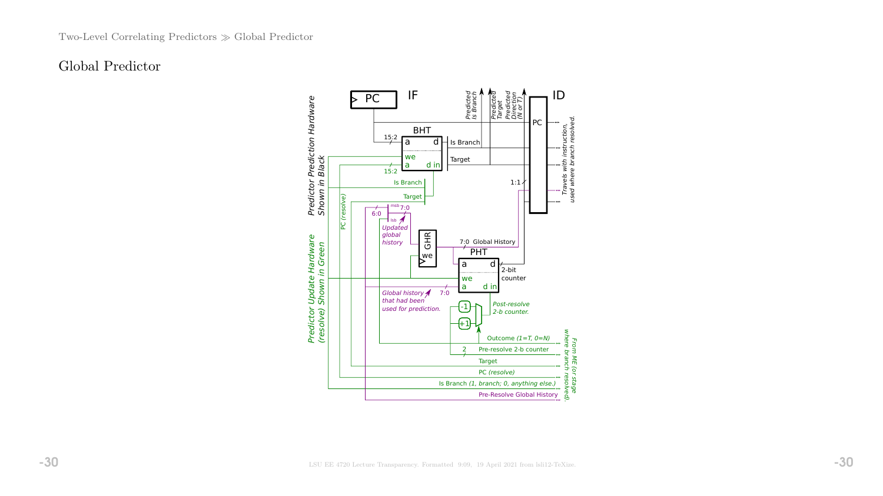# Global Predictor

Predictor Prediction Hardware Shown in Black

Predictor Update Hardware (resolve) Shown in Green

PC

IF

ID

Predicted Is Branch

Predicted Target

Predicted Direction (N or T)

BHT

15:2

a d

we

a d in

Is Branch

Target

PC

Travels with instruction, used where branch resolved.

1:1

PC (resolve)

Is Branch

Target

6:0

msb

7:0

lsb

*Updated global history*

GHR

we

7:0 Global History

PHT

a d

we

a d in

2-bit counter

7:0

*Global history that had been used for prediction.*

-1

+1

*Post-resolve 2-b counter.*

Outcome *(1=T, 0=N)*

2

Pre-resolve 2-b counter

Target

PC *(resolve)*

Is Branch *(1, branch; 0, anything else.)*

Pre-Resolve Global History

*From ME (or stage where branch resolved).*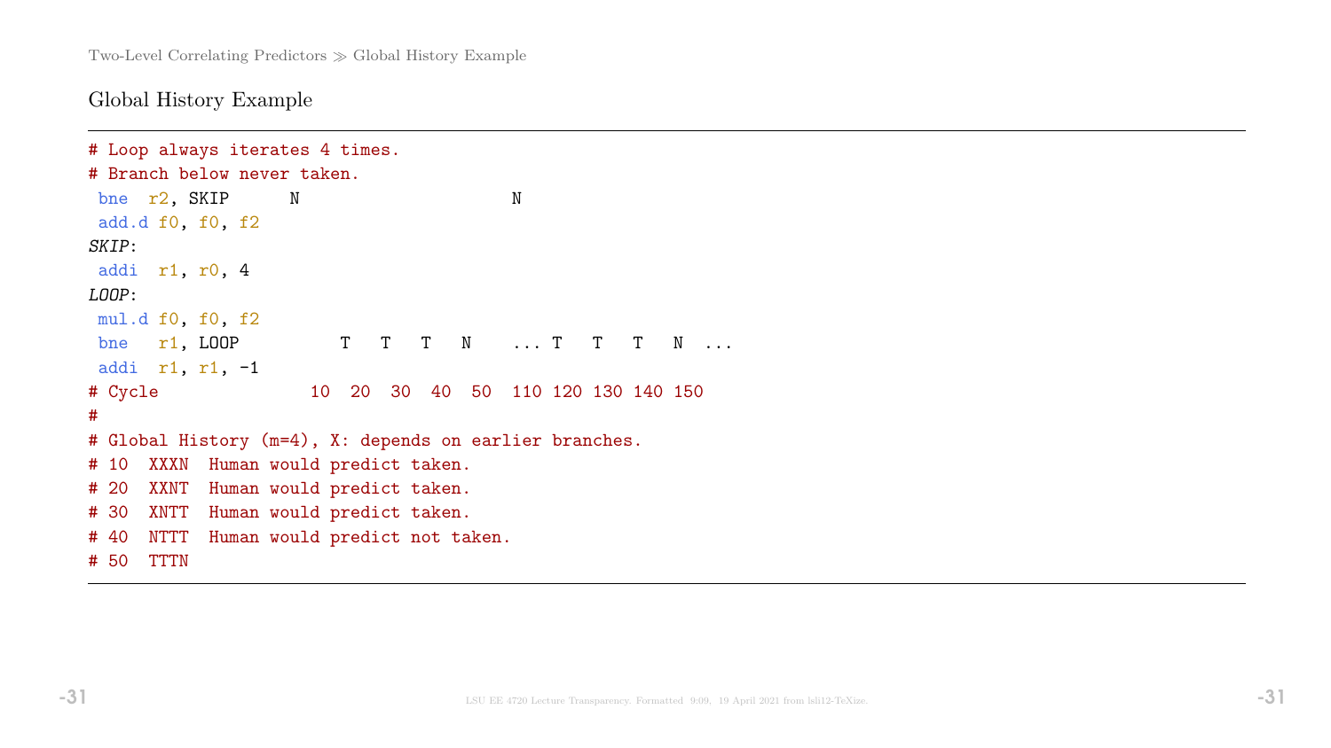## Global History Example

```
# Loop always iterates 4 times.
# Branch below never taken.
 bne  r2, SKIP      N                      N
 add.d f0, f0, f2
SKIP:
 addi  r1, r0, 4
LOOP:
 mul.d f0, f0, f2
 bne   r1, LOOP          T   T   T   N    ... T   T   T   N  ...
 addi  r1, r1, -1
# Cycle              10  20  30  40  50  110 120 130 140 150
#
# Global History (m=4), X: depends on earlier branches.
# 10  XXXN  Human would predict taken.
# 20  XXNT  Human would predict taken.
# 30  XNTT  Human would predict taken.
# 40  NTTT  Human would predict not taken.
# 50  TTTN
```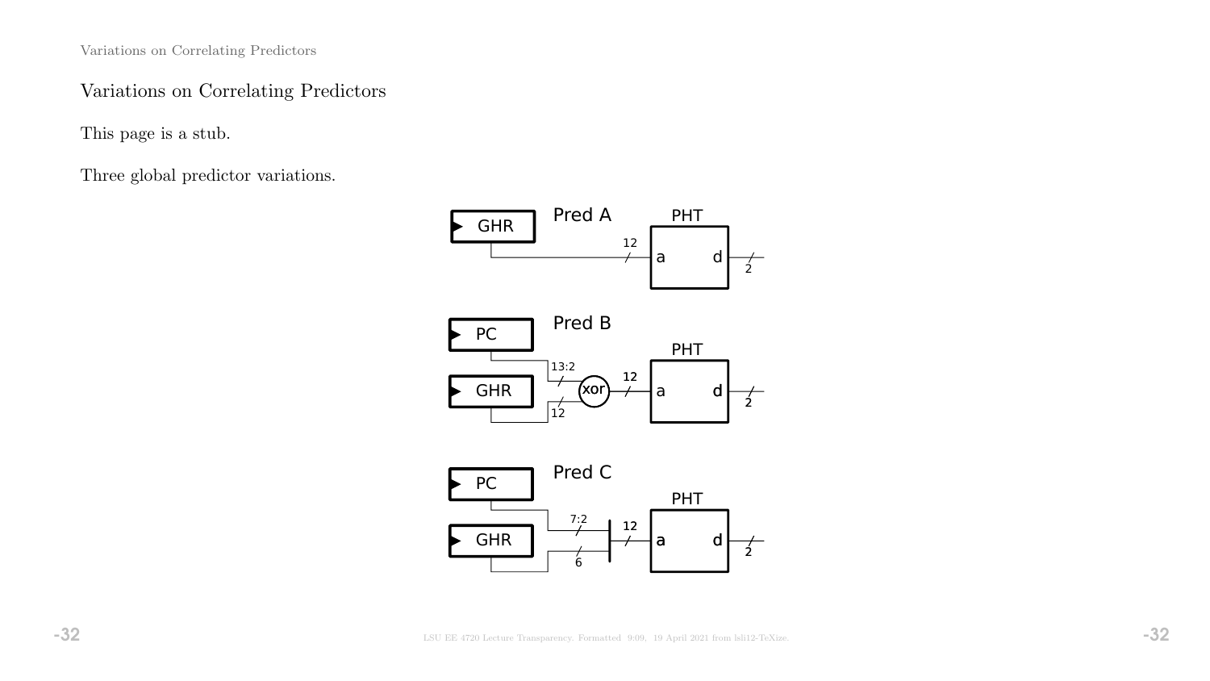## Variations on Correlating Predictors

This page is a stub.

Three global predictor variations.

GHR
Pred A
PHT
12
a
d
2

PC
Pred B
GHR
PHT
13:2
xor
12
12
a
d
2

PC
Pred C
GHR
PHT
7:2
6
12
a
d
2